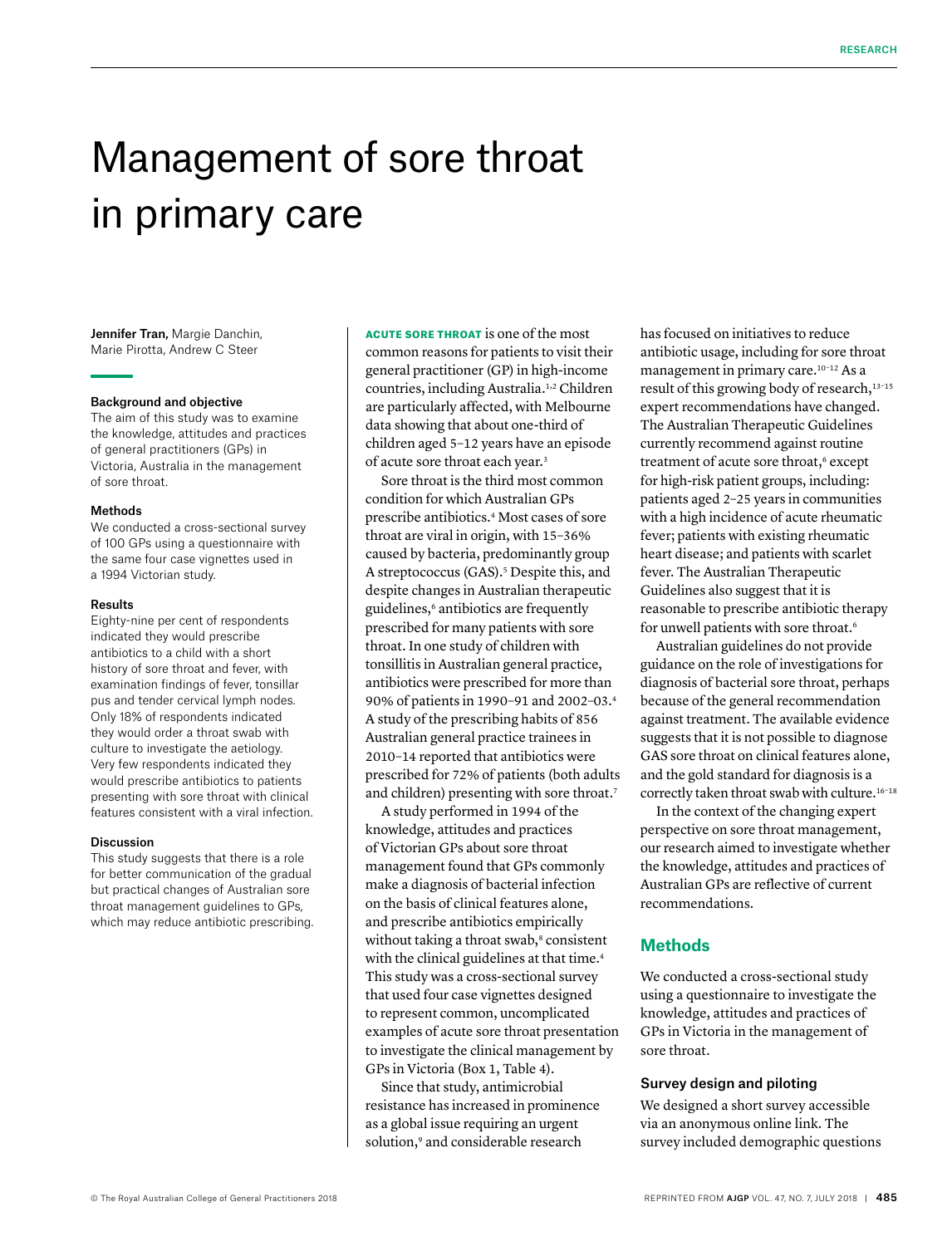# Management of sore throat in primary care

**Jennifer Tran,** Margie Danchin, Marie Pirotta, Andrew C Steer

### Background and objective

The aim of this study was to examine the knowledge, attitudes and practices of general practitioners (GPs) in Victoria, Australia in the management of sore throat.

### Methods

We conducted a cross-sectional survey of 100 GPs using a questionnaire with the same four case vignettes used in a 1994 Victorian study.

### Results

Eighty-nine per cent of respondents indicated they would prescribe antibiotics to a child with a short history of sore throat and fever, with examination findings of fever, tonsillar pus and tender cervical lymph nodes. Only 18% of respondents indicated they would order a throat swab with culture to investigate the aetiology. Very few respondents indicated they would prescribe antibiotics to patients presenting with sore throat with clinical features consistent with a viral infection.

### Discussion

This study suggests that there is a role for better communication of the gradual but practical changes of Australian sore throat management guidelines to GPs, which may reduce antibiotic prescribing.

**ACUTE SORE THROAT** is one of the most common reasons for patients to visit their general practitioner (GP) in high-income countries, including Australia.[1,2] Children are particularly affected, with Melbourne data showing that about one-third of children aged 5–12 years have an episode of acute sore throat each year.[3]

Sore throat is the third most common condition for which Australian GPs prescribe antibiotics.[4] Most cases of sore throat are viral in origin, with 15–36% caused by bacteria, predominantly group A streptococcus (GAS).[5] Despite this, and despite changes in Australian therapeutic guidelines,[6] antibiotics are frequently prescribed for many patients with sore throat. In one study of children with tonsillitis in Australian general practice, antibiotics were prescribed for more than 90% of patients in 1990–91 and 2002–03.[4] A study of the prescribing habits of 856 Australian general practice trainees in 2010–14 reported that antibiotics were prescribed for 72% of patients (both adults and children) presenting with sore throat.[7]

A study performed in 1994 of the knowledge, attitudes and practices of Victorian GPs about sore throat management found that GPs commonly make a diagnosis of bacterial infection on the basis of clinical features alone, and prescribe antibiotics empirically without taking a throat swab,[8] consistent with the clinical guidelines at that time.[4] This study was a cross-sectional survey that used four case vignettes designed to represent common, uncomplicated examples of acute sore throat presentation to investigate the clinical management by GPs in Victoria (Box 1, Table 4).

Since that study, antimicrobial resistance has increased in prominence as a global issue requiring an urgent solution,[9] and considerable research has focused on initiatives to reduce antibiotic usage, including for sore throat management in primary care.[10–12] As a result of this growing body of research,[13–15] expert recommendations have changed. The Australian Therapeutic Guidelines currently recommend against routine treatment of acute sore throat,[6] except for high-risk patient groups, including: patients aged 2–25 years in communities with a high incidence of acute rheumatic fever; patients with existing rheumatic heart disease; and patients with scarlet fever. The Australian Therapeutic Guidelines also suggest that it is reasonable to prescribe antibiotic therapy for unwell patients with sore throat.[6]

Australian guidelines do not provide guidance on the role of investigations for diagnosis of bacterial sore throat, perhaps because of the general recommendation against treatment. The available evidence suggests that it is not possible to diagnose GAS sore throat on clinical features alone, and the gold standard for diagnosis is a correctly taken throat swab with culture.[16–18]

In the context of the changing expert perspective on sore throat management, our research aimed to investigate whether the knowledge, attitudes and practices of Australian GPs are reflective of current recommendations.

## Methods

We conducted a cross-sectional study using a questionnaire to investigate the knowledge, attitudes and practices of GPs in Victoria in the management of sore throat.

### Survey design and piloting

We designed a short survey accessible via an anonymous online link. The survey included demographic questions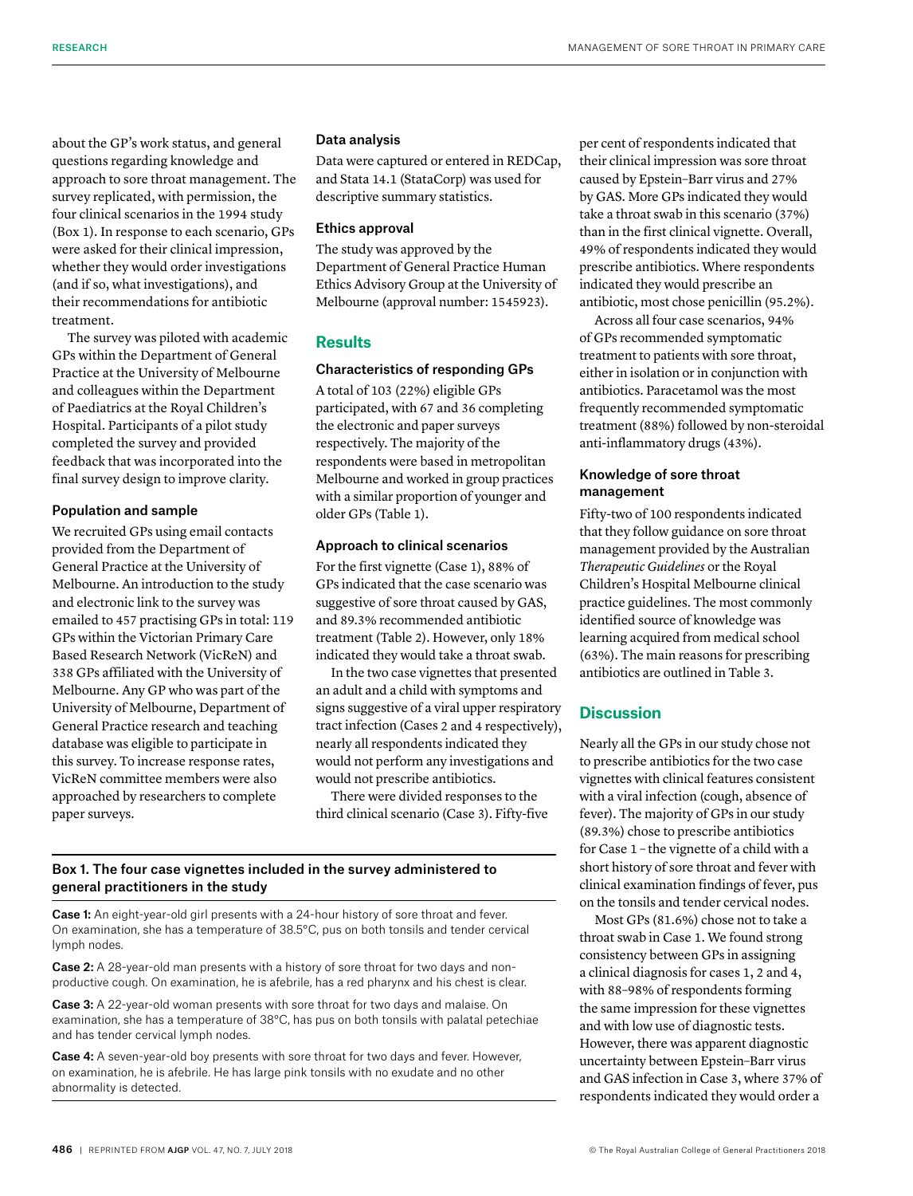about the GP's work status, and general questions regarding knowledge and approach to sore throat management. The survey replicated, with permission, the four clinical scenarios in the 1994 study (Box 1). In response to each scenario, GPs were asked for their clinical impression, whether they would order investigations (and if so, what investigations), and their recommendations for antibiotic treatment.

The survey was piloted with academic GPs within the Department of General Practice at the University of Melbourne and colleagues within the Department of Paediatrics at the Royal Children's Hospital. Participants of a pilot study completed the survey and provided feedback that was incorporated into the final survey design to improve clarity.

### Population and sample

We recruited GPs using email contacts provided from the Department of General Practice at the University of Melbourne. An introduction to the study and electronic link to the survey was emailed to 457 practising GPs in total: 119 GPs within the Victorian Primary Care Based Research Network (VicReN) and 338 GPs affiliated with the University of Melbourne. Any GP who was part of the University of Melbourne, Department of General Practice research and teaching database was eligible to participate in this survey. To increase response rates, VicReN committee members were also approached by researchers to complete paper surveys.

### Data analysis

Data were captured or entered in REDCap, and Stata 14.1 (StataCorp) was used for descriptive summary statistics.

### Ethics approval

The study was approved by the Department of General Practice Human Ethics Advisory Group at the University of Melbourne (approval number: 1545923).

## Results

### Characteristics of responding GPs

A total of 103 (22%) eligible GPs participated, with 67 and 36 completing the electronic and paper surveys respectively. The majority of the respondents were based in metropolitan Melbourne and worked in group practices with a similar proportion of younger and older GPs (Table 1).

### Approach to clinical scenarios

For the first vignette (Case 1), 88% of GPs indicated that the case scenario was suggestive of sore throat caused by GAS, and 89.3% recommended antibiotic treatment (Table 2). However, only 18% indicated they would take a throat swab.

In the two case vignettes that presented an adult and a child with symptoms and signs suggestive of a viral upper respiratory tract infection (Cases 2 and 4 respectively), nearly all respondents indicated they would not perform any investigations and would not prescribe antibiotics.

There were divided responses to the third clinical scenario (Case 3). Fifty-five per cent of respondents indicated that their clinical impression was sore throat caused by Epstein–Barr virus and 27% by GAS. More GPs indicated they would take a throat swab in this scenario (37%) than in the first clinical vignette. Overall, 49% of respondents indicated they would prescribe antibiotics. Where respondents indicated they would prescribe an antibiotic, most chose penicillin (95.2%).

Across all four case scenarios, 94% of GPs recommended symptomatic treatment to patients with sore throat, either in isolation or in conjunction with antibiotics. Paracetamol was the most frequently recommended symptomatic treatment (88%) followed by non-steroidal anti-inflammatory drugs (43%).

### Knowledge of sore throat management

Fifty-two of 100 respondents indicated that they follow guidance on sore throat management provided by the Australian *Therapeutic Guidelines* or the Royal Children's Hospital Melbourne clinical practice guidelines. The most commonly identified source of knowledge was learning acquired from medical school (63%). The main reasons for prescribing antibiotics are outlined in Table 3.

## Discussion

Nearly all the GPs in our study chose not to prescribe antibiotics for the two case vignettes with clinical features consistent with a viral infection (cough, absence of fever). The majority of GPs in our study (89.3%) chose to prescribe antibiotics for Case 1 – the vignette of a child with a short history of sore throat and fever with clinical examination findings of fever, pus on the tonsils and tender cervical nodes.

Most GPs (81.6%) chose not to take a throat swab in Case 1. We found strong consistency between GPs in assigning a clinical diagnosis for cases 1, 2 and 4, with 88–98% of respondents forming the same impression for these vignettes and with low use of diagnostic tests. However, there was apparent diagnostic uncertainty between Epstein–Barr virus and GAS infection in Case 3, where 37% of respondents indicated they would order a

**Box 1. The four case vignettes included in the survey administered to general practitioners in the study**

**Case 1:** An eight-year-old girl presents with a 24-hour history of sore throat and fever. On examination, she has a temperature of 38.5°C, pus on both tonsils and tender cervical lymph nodes.

**Case 2:** A 28-year-old man presents with a history of sore throat for two days and non-productive cough. On examination, he is afebrile, has a red pharynx and his chest is clear.

**Case 3:** A 22-year-old woman presents with sore throat for two days and malaise. On examination, she has a temperature of 38°C, has pus on both tonsils with palatal petechiae and has tender cervical lymph nodes.

**Case 4:** A seven-year-old boy presents with sore throat for two days and fever. However, on examination, he is afebrile. He has large pink tonsils with no exudate and no other abnormality is detected.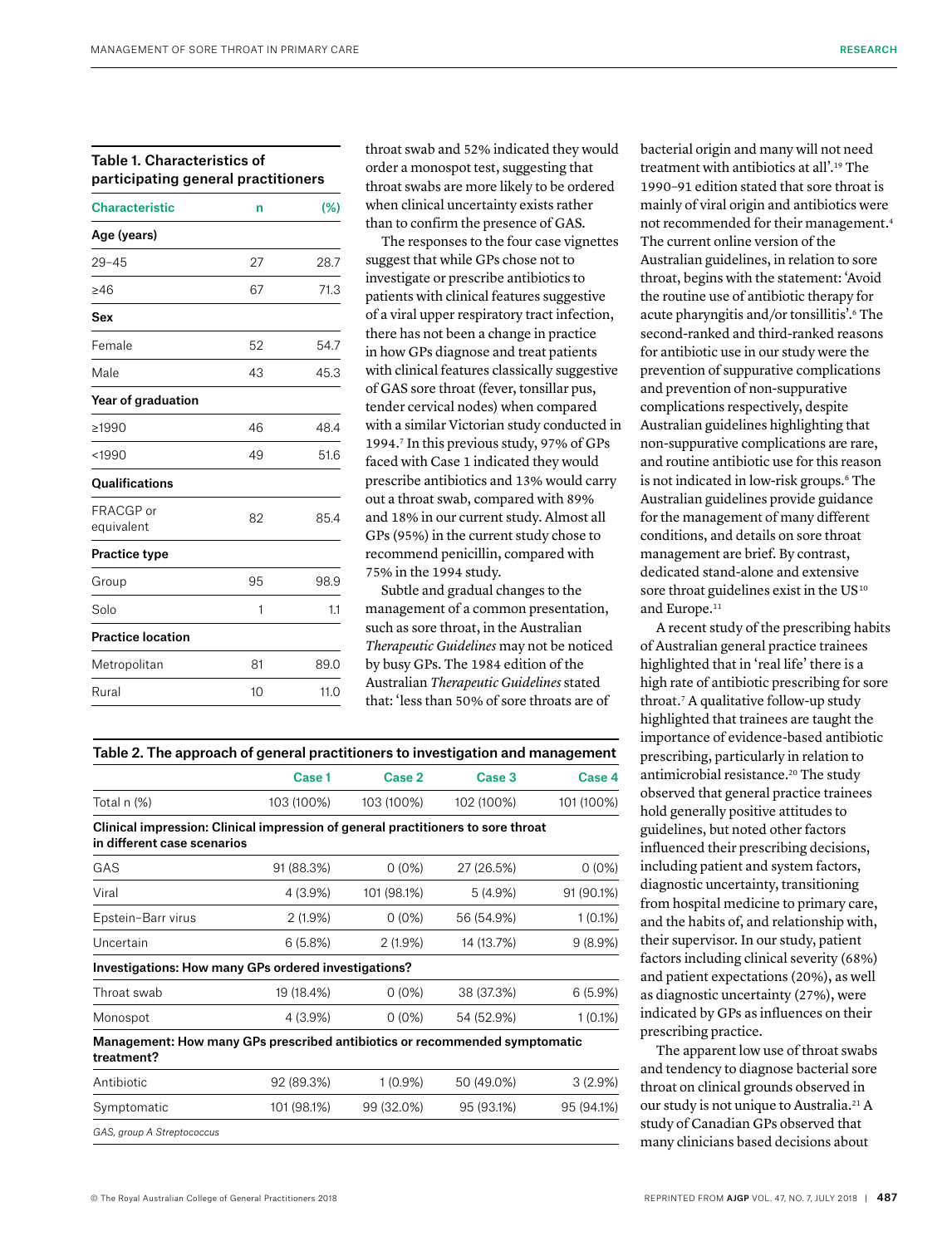**Table 1. Characteristics of participating general practitioners**

| Characteristic | n | (%) |
|---|---|---|
| **Age (years)** | | |
| 29–45 | 27 | 28.7 |
| ≥46 | 67 | 71.3 |
| **Sex** | | |
| Female | 52 | 54.7 |
| Male | 43 | 45.3 |
| **Year of graduation** | | |
| ≥1990 | 46 | 48.4 |
| <1990 | 49 | 51.6 |
| **Qualifications** | | |
| FRACGP or equivalent | 82 | 85.4 |
| **Practice type** | | |
| Group | 95 | 98.9 |
| Solo | 1 | 1.1 |
| **Practice location** | | |
| Metropolitan | 81 | 89.0 |
| Rural | 10 | 11.0 |

throat swab and 52% indicated they would order a monospot test, suggesting that throat swabs are more likely to be ordered when clinical uncertainty exists rather than to confirm the presence of GAS.

The responses to the four case vignettes suggest that while GPs chose not to investigate or prescribe antibiotics to patients with clinical features suggestive of a viral upper respiratory tract infection, there has not been a change in practice in how GPs diagnose and treat patients with clinical features classically suggestive of GAS sore throat (fever, tonsillar pus, tender cervical nodes) when compared with a similar Victorian study conducted in 1994.[7] In this previous study, 97% of GPs faced with Case 1 indicated they would prescribe antibiotics and 13% would carry out a throat swab, compared with 89% and 18% in our current study. Almost all GPs (95%) in the current study chose to recommend penicillin, compared with 75% in the 1994 study.

Subtle and gradual changes to the management of a common presentation, such as sore throat, in the Australian *Therapeutic Guidelines* may not be noticed by busy GPs. The 1984 edition of the Australian *Therapeutic Guidelines* stated that: 'less than 50% of sore throats are of bacterial origin and many will not need treatment with antibiotics at all'.[19] The 1990–91 edition stated that sore throat is mainly of viral origin and antibiotics were not recommended for their management.[4] The current online version of the Australian guidelines, in relation to sore throat, begins with the statement: 'Avoid the routine use of antibiotic therapy for acute pharyngitis and/or tonsillitis'.[6] The second-ranked and third-ranked reasons for antibiotic use in our study were the prevention of suppurative complications and prevention of non-suppurative complications respectively, despite Australian guidelines highlighting that non-suppurative complications are rare, and routine antibiotic use for this reason is not indicated in low-risk groups.[6] The Australian guidelines provide guidance for the management of many different conditions, and details on sore throat management are brief. By contrast, dedicated stand-alone and extensive sore throat guidelines exist in the US[10] and Europe.[11]

A recent study of the prescribing habits of Australian general practice trainees highlighted that in 'real life' there is a high rate of antibiotic prescribing for sore throat.[7] A qualitative follow-up study highlighted that trainees are taught the importance of evidence-based antibiotic prescribing, particularly in relation to antimicrobial resistance.[20] The study observed that general practice trainees hold generally positive attitudes to guidelines, but noted other factors influenced their prescribing decisions, including patient and system factors, diagnostic uncertainty, transitioning from hospital medicine to primary care, and the habits of, and relationship with, their supervisor. In our study, patient factors including clinical severity (68%) and patient expectations (20%), as well as diagnostic uncertainty (27%), were indicated by GPs as influences on their prescribing practice.

The apparent low use of throat swabs and tendency to diagnose bacterial sore throat on clinical grounds observed in our study is not unique to Australia.[21] A study of Canadian GPs observed that many clinicians based decisions about

**Table 2. The approach of general practitioners to investigation and management**

| | Case 1 | Case 2 | Case 3 | Case 4 |
|---|---|---|---|---|
| Total n (%) | 103 (100%) | 103 (100%) | 102 (100%) | 101 (100%) |
| **Clinical impression: Clinical impression of general practitioners to sore throat in different case scenarios** | | | | |
| GAS | 91 (88.3%) | 0 (0%) | 27 (26.5%) | 0 (0%) |
| Viral | 4 (3.9%) | 101 (98.1%) | 5 (4.9%) | 91 (90.1%) |
| Epstein–Barr virus | 2 (1.9%) | 0 (0%) | 56 (54.9%) | 1 (0.1%) |
| Uncertain | 6 (5.8%) | 2 (1.9%) | 14 (13.7%) | 9 (8.9%) |
| **Investigations: How many GPs ordered investigations?** | | | | |
| Throat swab | 19 (18.4%) | 0 (0%) | 38 (37.3%) | 6 (5.9%) |
| Monospot | 4 (3.9%) | 0 (0%) | 54 (52.9%) | 1 (0.1%) |
| **Management: How many GPs prescribed antibiotics or recommended symptomatic treatment?** | | | | |
| Antibiotic | 92 (89.3%) | 1 (0.9%) | 50 (49.0%) | 3 (2.9%) |
| Symptomatic | 101 (98.1%) | 99 (32.0%) | 95 (93.1%) | 95 (94.1%) |

*GAS, group A Streptococcus*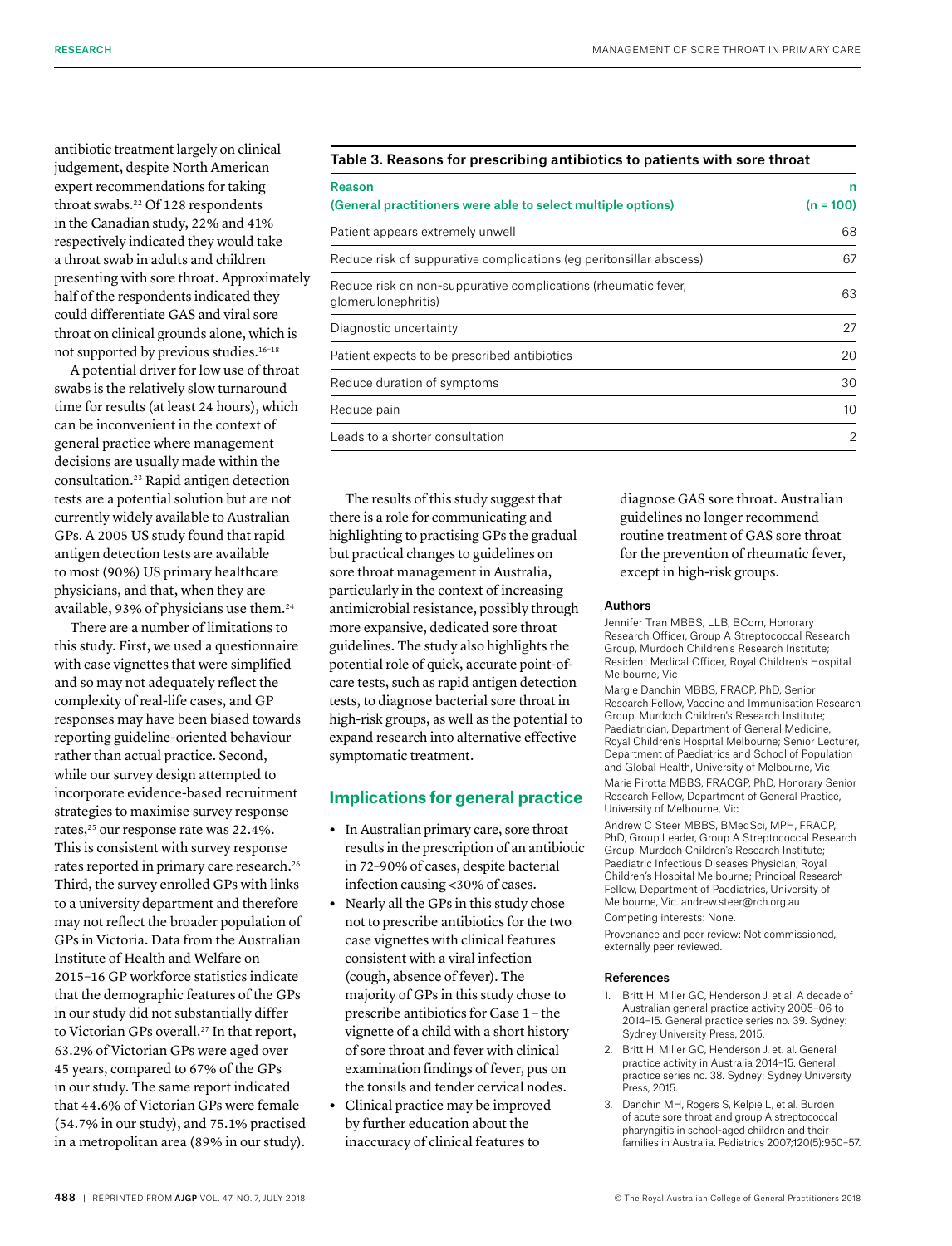antibiotic treatment largely on clinical judgement, despite North American expert recommendations for taking throat swabs.[22] Of 128 respondents in the Canadian study, 22% and 41% respectively indicated they would take a throat swab in adults and children presenting with sore throat. Approximately half of the respondents indicated they could differentiate GAS and viral sore throat on clinical grounds alone, which is not supported by previous studies.[16–18]

A potential driver for low use of throat swabs is the relatively slow turnaround time for results (at least 24 hours), which can be inconvenient in the context of general practice where management decisions are usually made within the consultation.[23] Rapid antigen detection tests are a potential solution but are not currently widely available to Australian GPs. A 2005 US study found that rapid antigen detection tests are available to most (90%) US primary healthcare physicians, and that, when they are available, 93% of physicians use them.[24]

There are a number of limitations to this study. First, we used a questionnaire with case vignettes that were simplified and so may not adequately reflect the complexity of real-life cases, and GP responses may have been biased towards reporting guideline-oriented behaviour rather than actual practice. Second, while our survey design attempted to incorporate evidence-based recruitment strategies to maximise survey response rates,[25] our response rate was 22.4%. This is consistent with survey response rates reported in primary care research.[26] Third, the survey enrolled GPs with links to a university department and therefore may not reflect the broader population of GPs in Victoria. Data from the Australian Institute of Health and Welfare on 2015–16 GP workforce statistics indicate that the demographic features of the GPs in our study did not substantially differ to Victorian GPs overall.[27] In that report, 63.2% of Victorian GPs were aged over 45 years, compared to 67% of the GPs in our study. The same report indicated that 44.6% of Victorian GPs were female (54.7% in our study), and 75.1% practised in a metropolitan area (89% in our study).

**Table 3. Reasons for prescribing antibiotics to patients with sore throat**

| Reason (General practitioners were able to select multiple options) | n (n = 100) |
|---|---|
| Patient appears extremely unwell | 68 |
| Reduce risk of suppurative complications (eg peritonsillar abscess) | 67 |
| Reduce risk on non-suppurative complications (rheumatic fever, glomerulonephritis) | 63 |
| Diagnostic uncertainty | 27 |
| Patient expects to be prescribed antibiotics | 20 |
| Reduce duration of symptoms | 30 |
| Reduce pain | 10 |
| Leads to a shorter consultation | 2 |

The results of this study suggest that there is a role for communicating and highlighting to practising GPs the gradual but practical changes to guidelines on sore throat management in Australia, particularly in the context of increasing antimicrobial resistance, possibly through more expansive, dedicated sore throat guidelines. The study also highlights the potential role of quick, accurate point-of-care tests, such as rapid antigen detection tests, to diagnose bacterial sore throat in high-risk groups, as well as the potential to expand research into alternative effective symptomatic treatment.

## Implications for general practice

- In Australian primary care, sore throat results in the prescription of an antibiotic in 72–90% of cases, despite bacterial infection causing <30% of cases.
- Nearly all the GPs in this study chose not to prescribe antibiotics for the two case vignettes with clinical features consistent with a viral infection (cough, absence of fever). The majority of GPs in this study chose to prescribe antibiotics for Case 1 – the vignette of a child with a short history of sore throat and fever with clinical examination findings of fever, pus on the tonsils and tender cervical nodes.
- Clinical practice may be improved by further education about the inaccuracy of clinical features to diagnose GAS sore throat. Australian guidelines no longer recommend routine treatment of GAS sore throat for the prevention of rheumatic fever, except in high-risk groups.

### Authors

Jennifer Tran MBBS, LLB, BCom, Honorary Research Officer, Group A Streptococcal Research Group, Murdoch Children's Research Institute; Resident Medical Officer, Royal Children's Hospital Melbourne, Vic

Margie Danchin MBBS, FRACP, PhD, Senior Research Fellow, Vaccine and Immunisation Research Group, Murdoch Children's Research Institute; Paediatrician, Department of General Medicine, Royal Children's Hospital Melbourne; Senior Lecturer, Department of Paediatrics and School of Population and Global Health, University of Melbourne, Vic

Marie Pirotta MBBS, FRACGP, PhD, Honorary Senior Research Fellow, Department of General Practice, University of Melbourne, Vic

Andrew C Steer MBBS, BMedSci, MPH, FRACP, PhD, Group Leader, Group A Streptococcal Research Group, Murdoch Children's Research Institute; Paediatric Infectious Diseases Physician, Royal Children's Hospital Melbourne; Principal Research Fellow, Department of Paediatrics, University of Melbourne, Vic. andrew.steer@rch.org.au

Competing interests: None.

Provenance and peer review: Not commissioned, externally peer reviewed.

### References

1. Britt H, Miller GC, Henderson J, et al. A decade of Australian general practice activity 2005–06 to 2014–15. General practice series no. 39. Sydney: Sydney University Press, 2015.
2. Britt H, Miller GC, Henderson J, et. al. General practice activity in Australia 2014–15. General practice series no. 38. Sydney: Sydney University Press, 2015.
3. Danchin MH, Rogers S, Kelpie L, et al. Burden of acute sore throat and group A streptococcal pharyngitis in school-aged children and their families in Australia. Pediatrics 2007;120(5):950–57.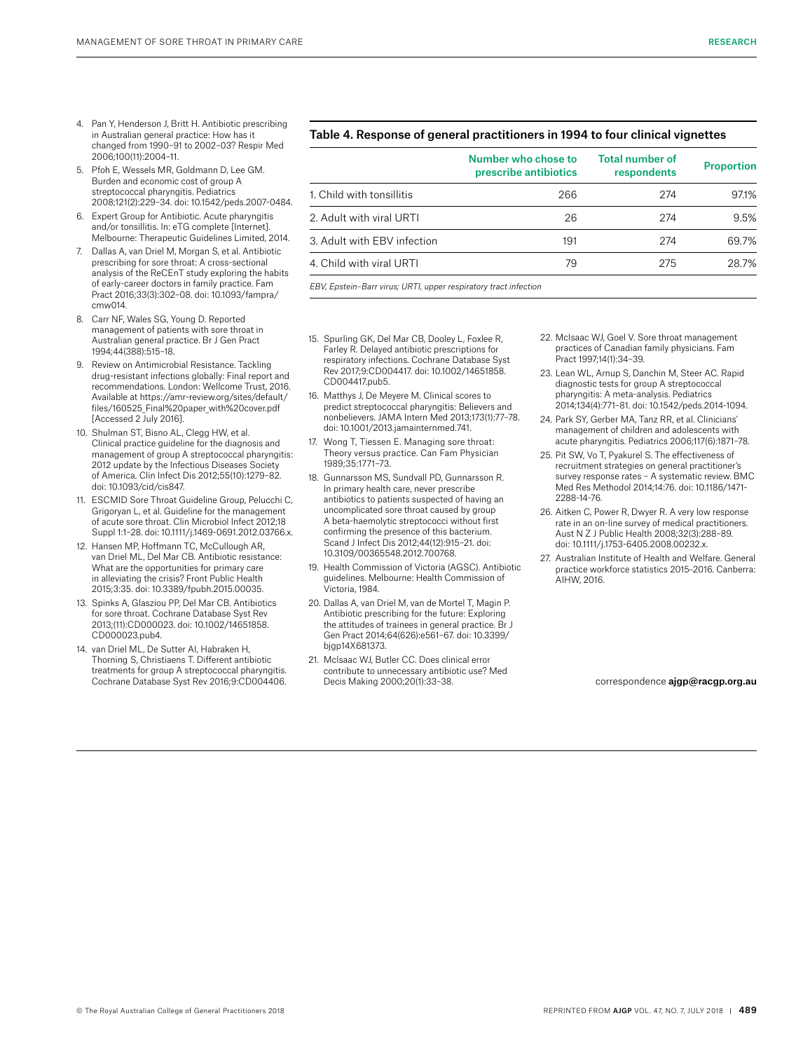4. Pan Y, Henderson J, Britt H. Antibiotic prescribing in Australian general practice: How has it changed from 1990–91 to 2002–03? Respir Med 2006;100(11):2004–11.
5. Pfoh E, Wessels MR, Goldmann D, Lee GM. Burden and economic cost of group A streptococcal pharyngitis. Pediatrics 2008;121(2):229–34. doi: 10.1542/peds.2007-0484.
6. Expert Group for Antibiotic. Acute pharyngitis and/or tonsillitis. In: eTG complete [Internet]. Melbourne: Therapeutic Guidelines Limited, 2014.
7. Dallas A, van Driel M, Morgan S, et al. Antibiotic prescribing for sore throat: A cross-sectional analysis of the ReCEnT study exploring the habits of early-career doctors in family practice. Fam Pract 2016;33(3):302–08. doi: 10.1093/fampra/cmw014.
8. Carr NF, Wales SG, Young D. Reported management of patients with sore throat in Australian general practice. Br J Gen Pract 1994;44(388):515–18.
9. Review on Antimicrobial Resistance. Tackling drug-resistant infections globally: Final report and recommendations. London: Wellcome Trust, 2016. Available at https://amr-review.org/sites/default/files/160525_Final%20paper_with%20cover.pdf [Accessed 2 July 2016].
10. Shulman ST, Bisno AL, Clegg HW, et al. Clinical practice guideline for the diagnosis and management of group A streptococcal pharyngitis: 2012 update by the Infectious Diseases Society of America. Clin Infect Dis 2012;55(10):1279–82. doi: 10.1093/cid/cis847.
11. ESCMID Sore Throat Guideline Group, Pelucchi C, Grigoryan L, et al. Guideline for the management of acute sore throat. Clin Microbiol Infect 2012;18 Suppl 1:1–28. doi: 10.1111/j.1469-0691.2012.03766.x.
12. Hansen MP, Hoffmann TC, McCullough AR, van Driel ML, Del Mar CB. Antibiotic resistance: What are the opportunities for primary care in alleviating the crisis? Front Public Health 2015;3:35. doi: 10.3389/fpubh.2015.00035.
13. Spinks A, Glasziou PP, Del Mar CB. Antibiotics for sore throat. Cochrane Database Syst Rev 2013;(11):CD000023. doi: 10.1002/14651858.CD000023.pub4.
14. van Driel ML, De Sutter AI, Habraken H, Thorning S, Christiaens T. Different antibiotic treatments for group A streptococcal pharyngitis. Cochrane Database Syst Rev 2016;9:CD004406.

**Table 4. Response of general practitioners in 1994 to four clinical vignettes**

| | Number who chose to prescribe antibiotics | Total number of respondents | Proportion |
|---|---|---|---|
| 1. Child with tonsillitis | 266 | 274 | 97.1% |
| 2. Adult with viral URTI | 26 | 274 | 9.5% |
| 3. Adult with EBV infection | 191 | 274 | 69.7% |
| 4. Child with viral URTI | 79 | 275 | 28.7% |

*EBV, Epstein–Barr virus; URTI, upper respiratory tract infection*

15. Spurling GK, Del Mar CB, Dooley L, Foxlee R, Farley R. Delayed antibiotic prescriptions for respiratory infections. Cochrane Database Syst Rev 2017;9:CD004417. doi: 10.1002/14651858.CD004417.pub5.
16. Matthys J, De Meyere M. Clinical scores to predict streptococcal pharyngitis: Believers and nonbelievers. JAMA Intern Med 2013;173(1):77–78. doi: 10.1001/2013.jamainternmed.741.
17. Wong T, Tiessen E. Managing sore throat: Theory versus practice. Can Fam Physician 1989;35:1771–73.
18. Gunnarsson MS, Sundvall PD, Gunnarsson R. In primary health care, never prescribe antibiotics to patients suspected of having an uncomplicated sore throat caused by group A beta-haemolytic streptococci without first confirming the presence of this bacterium. Scand J Infect Dis 2012;44(12):915–21. doi: 10.3109/00365548.2012.700768.
19. Health Commission of Victoria (AGSC). Antibiotic guidelines. Melbourne: Health Commission of Victoria, 1984.
20. Dallas A, van Driel M, van de Mortel T, Magin P. Antibiotic prescribing for the future: Exploring the attitudes of trainees in general practice. Br J Gen Pract 2014;64(626):e561–67. doi: 10.3399/bjgp14X681373.
21. McIsaac WJ, Butler CC. Does clinical error contribute to unnecessary antibiotic use? Med Decis Making 2000;20(1):33–38.
22. McIsaac WJ, Goel V. Sore throat management practices of Canadian family physicians. Fam Pract 1997;14(1):34–39.
23. Lean WL, Arnup S, Danchin M, Steer AC. Rapid diagnostic tests for group A streptococcal pharyngitis: A meta-analysis. Pediatrics 2014;134(4):771–81. doi: 10.1542/peds.2014-1094.
24. Park SY, Gerber MA, Tanz RR, et al. Clinicians' management of children and adolescents with acute pharyngitis. Pediatrics 2006;117(6):1871–78.
25. Pit SW, Vo T, Pyakurel S. The effectiveness of recruitment strategies on general practitioner's survey response rates – A systematic review. BMC Med Res Methodol 2014;14:76. doi: 10.1186/1471-2288-14-76.
26. Aitken C, Power R, Dwyer R. A very low response rate in an on-line survey of medical practitioners. Aust N Z J Public Health 2008;32(3):288–89. doi: 10.1111/j.1753-6405.2008.00232.x.
27. Australian Institute of Health and Welfare. General practice workforce statistics 2015–2016. Canberra: AIHW, 2016.

correspondence **ajgp@racgp.org.au**